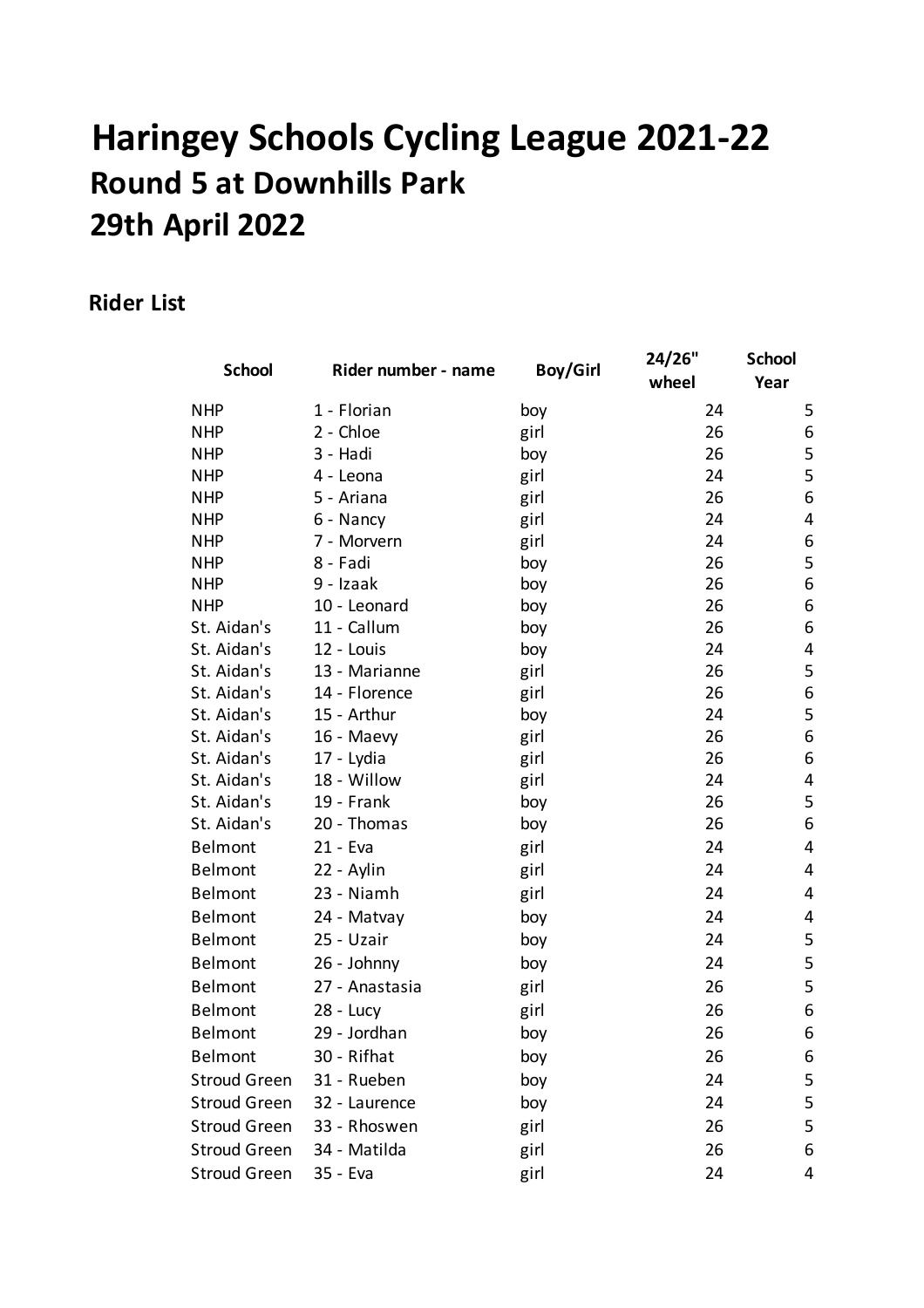# Haringey Schools Cycling League 2021-22

## Round 5 at Downhills Park

## 29th April 2022

### Rider List

| School | Rider number - name | Boy/Girl | 24/26" wheel | School Year |
|---|---|---|---|---|
| NHP | 1 - Florian | boy | 24 | 5 |
| NHP | 2 - Chloe | girl | 26 | 6 |
| NHP | 3 - Hadi | boy | 26 | 5 |
| NHP | 4 - Leona | girl | 24 | 5 |
| NHP | 5 - Ariana | girl | 26 | 6 |
| NHP | 6 - Nancy | girl | 24 | 4 |
| NHP | 7 - Morvern | girl | 24 | 6 |
| NHP | 8 - Fadi | boy | 26 | 5 |
| NHP | 9 - Izaak | boy | 26 | 6 |
| NHP | 10 - Leonard | boy | 26 | 6 |
| St. Aidan's | 11 - Callum | boy | 26 | 6 |
| St. Aidan's | 12 - Louis | boy | 24 | 4 |
| St. Aidan's | 13 - Marianne | girl | 26 | 5 |
| St. Aidan's | 14 - Florence | girl | 26 | 6 |
| St. Aidan's | 15 - Arthur | boy | 24 | 5 |
| St. Aidan's | 16 - Maevy | girl | 26 | 6 |
| St. Aidan's | 17 - Lydia | girl | 26 | 6 |
| St. Aidan's | 18 - Willow | girl | 24 | 4 |
| St. Aidan's | 19 - Frank | boy | 26 | 5 |
| St. Aidan's | 20 - Thomas | boy | 26 | 6 |
| Belmont | 21 - Eva | girl | 24 | 4 |
| Belmont | 22 - Aylin | girl | 24 | 4 |
| Belmont | 23 - Niamh | girl | 24 | 4 |
| Belmont | 24 - Matvay | boy | 24 | 4 |
| Belmont | 25 - Uzair | boy | 24 | 5 |
| Belmont | 26 - Johnny | boy | 24 | 5 |
| Belmont | 27 - Anastasia | girl | 26 | 5 |
| Belmont | 28 - Lucy | girl | 26 | 6 |
| Belmont | 29 - Jordhan | boy | 26 | 6 |
| Belmont | 30 - Rifhat | boy | 26 | 6 |
| Stroud Green | 31 - Rueben | boy | 24 | 5 |
| Stroud Green | 32 - Laurence | boy | 24 | 5 |
| Stroud Green | 33 - Rhoswen | girl | 26 | 5 |
| Stroud Green | 34 - Matilda | girl | 26 | 6 |
| Stroud Green | 35 - Eva | girl | 24 | 4 |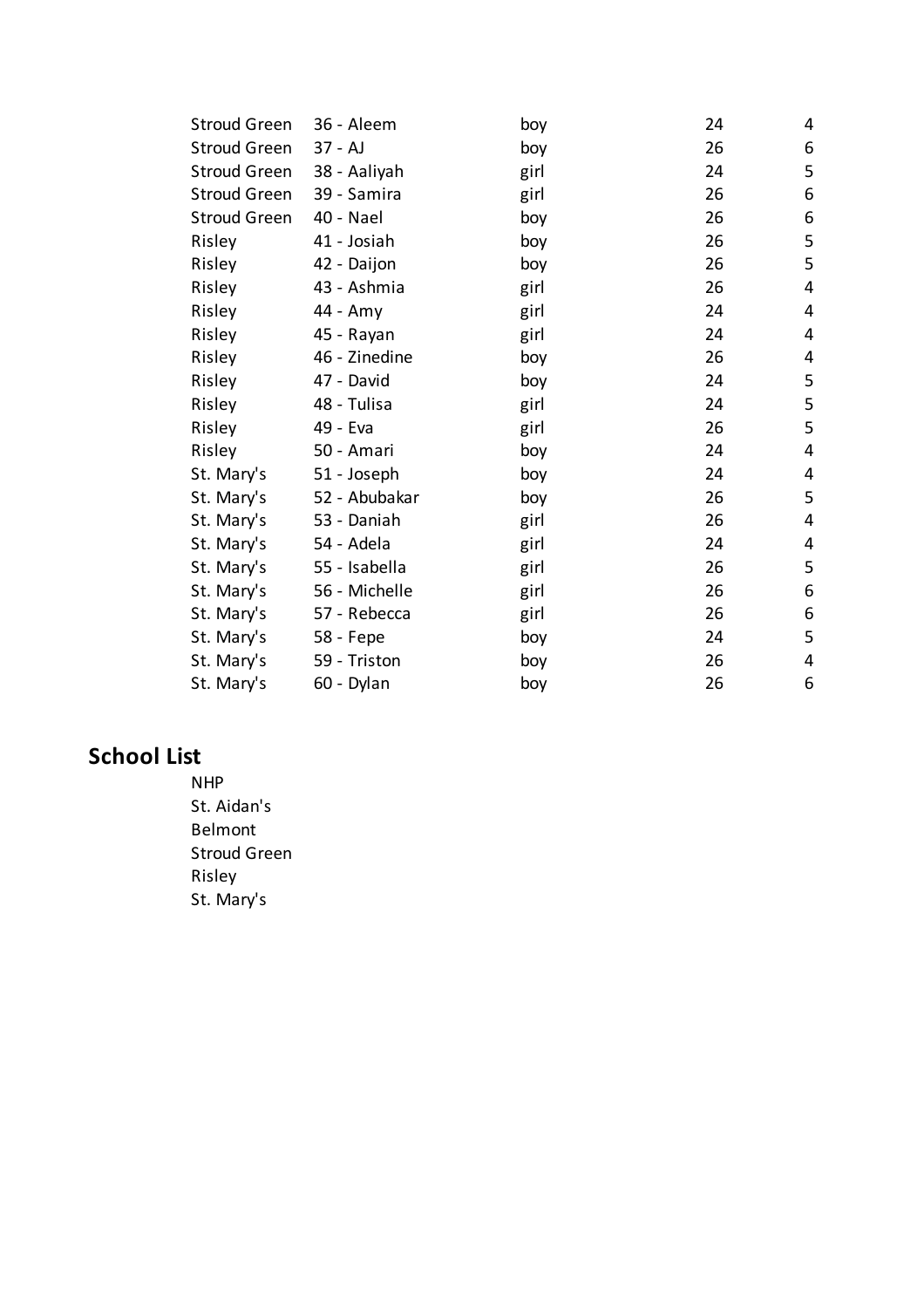| | | | | |
|---|---|---|---|---|
| Stroud Green | 36 - Aleem | boy | 24 | 4 |
| Stroud Green | 37 - AJ | boy | 26 | 6 |
| Stroud Green | 38 - Aaliyah | girl | 24 | 5 |
| Stroud Green | 39 - Samira | girl | 26 | 6 |
| Stroud Green | 40 - Nael | boy | 26 | 6 |
| Risley | 41 - Josiah | boy | 26 | 5 |
| Risley | 42 - Daijon | boy | 26 | 5 |
| Risley | 43 - Ashmia | girl | 26 | 4 |
| Risley | 44 - Amy | girl | 24 | 4 |
| Risley | 45 - Rayan | girl | 24 | 4 |
| Risley | 46 - Zinedine | boy | 26 | 4 |
| Risley | 47 - David | boy | 24 | 5 |
| Risley | 48 - Tulisa | girl | 24 | 5 |
| Risley | 49 - Eva | girl | 26 | 5 |
| Risley | 50 - Amari | boy | 24 | 4 |
| St. Mary's | 51 - Joseph | boy | 24 | 4 |
| St. Mary's | 52 - Abubakar | boy | 26 | 5 |
| St. Mary's | 53 - Daniah | girl | 26 | 4 |
| St. Mary's | 54 - Adela | girl | 24 | 4 |
| St. Mary's | 55 - Isabella | girl | 26 | 5 |
| St. Mary's | 56 - Michelle | girl | 26 | 6 |
| St. Mary's | 57 - Rebecca | girl | 26 | 6 |
| St. Mary's | 58 - Fepe | boy | 24 | 5 |
| St. Mary's | 59 - Triston | boy | 26 | 4 |
| St. Mary's | 60 - Dylan | boy | 26 | 6 |

## School List

NHP
St. Aidan's
Belmont
Stroud Green
Risley
St. Mary's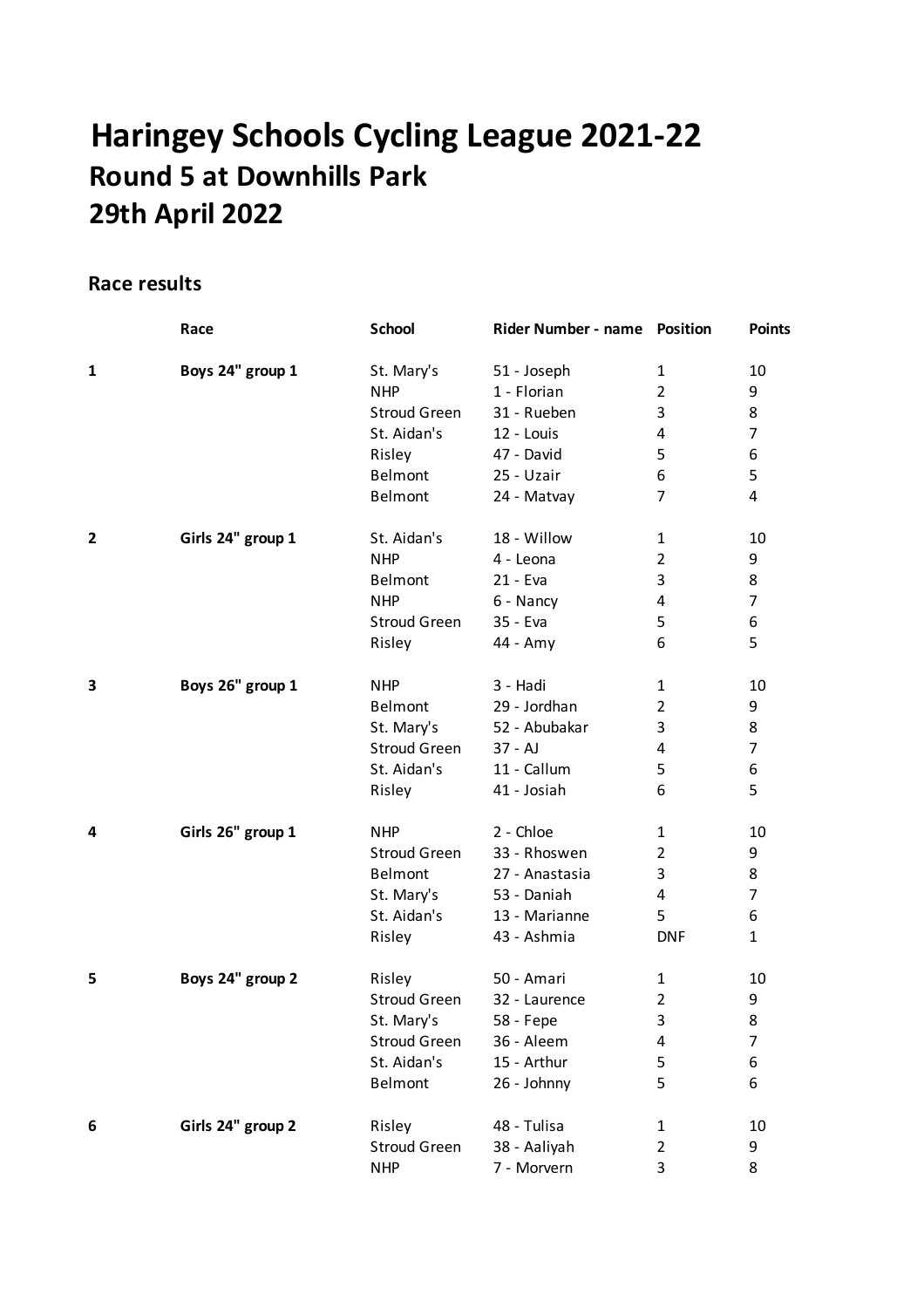# Haringey Schools Cycling League 2021-22

## Round 5 at Downhills Park

## 29th April 2022

### Race results

| | Race | School | Rider Number - name | Position | Points |
|---|---|---|---|---|---|
| 1 | Boys 24" group 1 | St. Mary's | 51 - Joseph | 1 | 10 |
| | | NHP | 1 - Florian | 2 | 9 |
| | | Stroud Green | 31 - Rueben | 3 | 8 |
| | | St. Aidan's | 12 - Louis | 4 | 7 |
| | | Risley | 47 - David | 5 | 6 |
| | | Belmont | 25 - Uzair | 6 | 5 |
| | | Belmont | 24 - Matvay | 7 | 4 |
| 2 | Girls 24" group 1 | St. Aidan's | 18 - Willow | 1 | 10 |
| | | NHP | 4 - Leona | 2 | 9 |
| | | Belmont | 21 - Eva | 3 | 8 |
| | | NHP | 6 - Nancy | 4 | 7 |
| | | Stroud Green | 35 - Eva | 5 | 6 |
| | | Risley | 44 - Amy | 6 | 5 |
| 3 | Boys 26" group 1 | NHP | 3 - Hadi | 1 | 10 |
| | | Belmont | 29 - Jordhan | 2 | 9 |
| | | St. Mary's | 52 - Abubakar | 3 | 8 |
| | | Stroud Green | 37 - AJ | 4 | 7 |
| | | St. Aidan's | 11 - Callum | 5 | 6 |
| | | Risley | 41 - Josiah | 6 | 5 |
| 4 | Girls 26" group 1 | NHP | 2 - Chloe | 1 | 10 |
| | | Stroud Green | 33 - Rhoswen | 2 | 9 |
| | | Belmont | 27 - Anastasia | 3 | 8 |
| | | St. Mary's | 53 - Daniah | 4 | 7 |
| | | St. Aidan's | 13 - Marianne | 5 | 6 |
| | | Risley | 43 - Ashmia | DNF | 1 |
| 5 | Boys 24" group 2 | Risley | 50 - Amari | 1 | 10 |
| | | Stroud Green | 32 - Laurence | 2 | 9 |
| | | St. Mary's | 58 - Fepe | 3 | 8 |
| | | Stroud Green | 36 - Aleem | 4 | 7 |
| | | St. Aidan's | 15 - Arthur | 5 | 6 |
| | | Belmont | 26 - Johnny | 5 | 6 |
| 6 | Girls 24" group 2 | Risley | 48 - Tulisa | 1 | 10 |
| | | Stroud Green | 38 - Aaliyah | 2 | 9 |
| | | NHP | 7 - Morvern | 3 | 8 |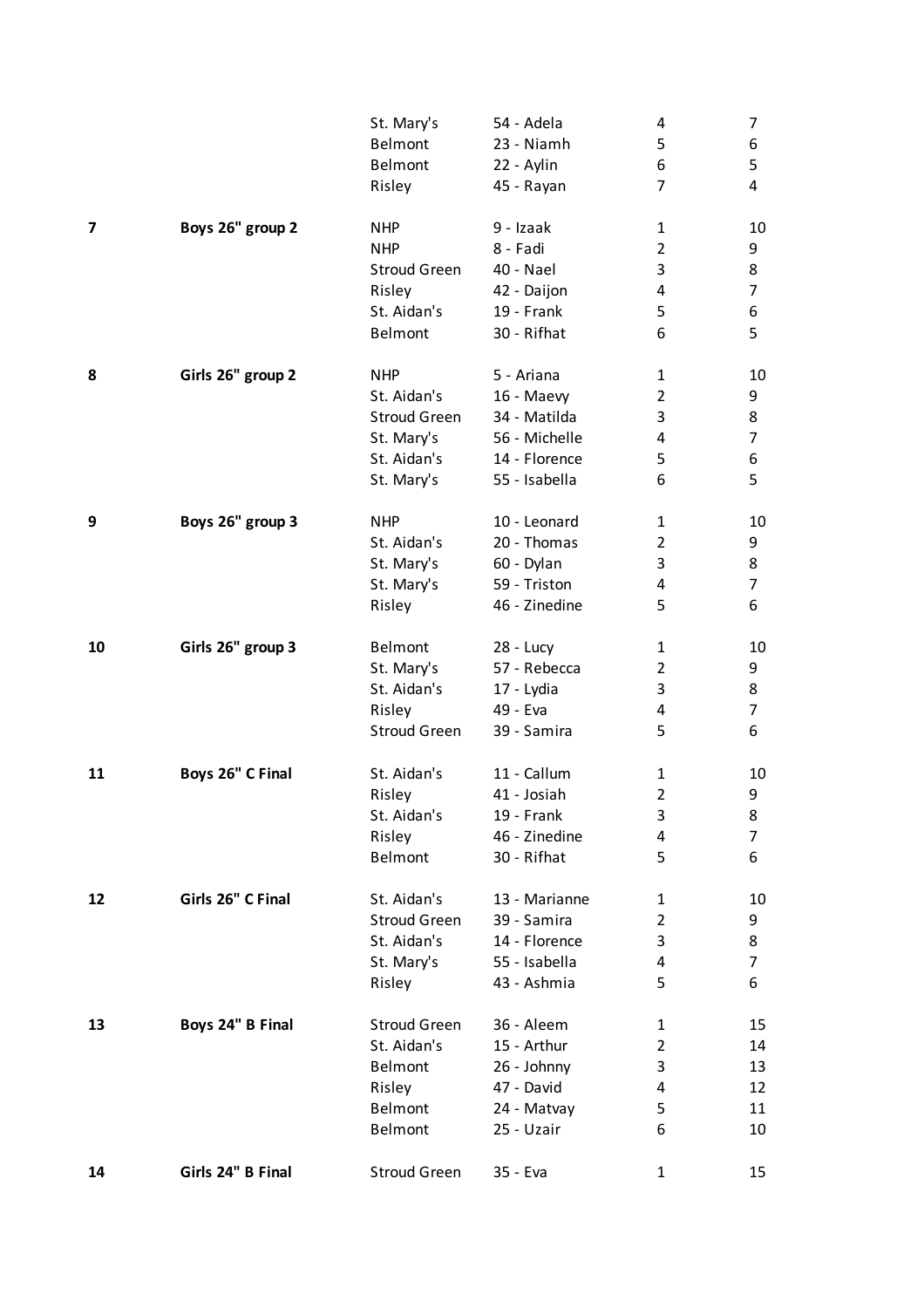| | | | | | |
|---|---|---|---|---|---|
| | | St. Mary's | 54 - Adela | 4 | 7 |
| | | Belmont | 23 - Niamh | 5 | 6 |
| | | Belmont | 22 - Aylin | 6 | 5 |
| | | Risley | 45 - Rayan | 7 | 4 |
| | | | | | |
| 7 | **Boys 26" group 2** | NHP | 9 - Izaak | 1 | 10 |
| | | NHP | 8 - Fadi | 2 | 9 |
| | | Stroud Green | 40 - Nael | 3 | 8 |
| | | Risley | 42 - Daijon | 4 | 7 |
| | | St. Aidan's | 19 - Frank | 5 | 6 |
| | | Belmont | 30 - Rifhat | 6 | 5 |
| | | | | | |
| 8 | **Girls 26" group 2** | NHP | 5 - Ariana | 1 | 10 |
| | | St. Aidan's | 16 - Maevy | 2 | 9 |
| | | Stroud Green | 34 - Matilda | 3 | 8 |
| | | St. Mary's | 56 - Michelle | 4 | 7 |
| | | St. Aidan's | 14 - Florence | 5 | 6 |
| | | St. Mary's | 55 - Isabella | 6 | 5 |
| | | | | | |
| 9 | **Boys 26" group 3** | NHP | 10 - Leonard | 1 | 10 |
| | | St. Aidan's | 20 - Thomas | 2 | 9 |
| | | St. Mary's | 60 - Dylan | 3 | 8 |
| | | St. Mary's | 59 - Triston | 4 | 7 |
| | | Risley | 46 - Zinedine | 5 | 6 |
| | | | | | |
| 10 | **Girls 26" group 3** | Belmont | 28 - Lucy | 1 | 10 |
| | | St. Mary's | 57 - Rebecca | 2 | 9 |
| | | St. Aidan's | 17 - Lydia | 3 | 8 |
| | | Risley | 49 - Eva | 4 | 7 |
| | | Stroud Green | 39 - Samira | 5 | 6 |
| | | | | | |
| 11 | **Boys 26" C Final** | St. Aidan's | 11 - Callum | 1 | 10 |
| | | Risley | 41 - Josiah | 2 | 9 |
| | | St. Aidan's | 19 - Frank | 3 | 8 |
| | | Risley | 46 - Zinedine | 4 | 7 |
| | | Belmont | 30 - Rifhat | 5 | 6 |
| | | | | | |
| 12 | **Girls 26" C Final** | St. Aidan's | 13 - Marianne | 1 | 10 |
| | | Stroud Green | 39 - Samira | 2 | 9 |
| | | St. Aidan's | 14 - Florence | 3 | 8 |
| | | St. Mary's | 55 - Isabella | 4 | 7 |
| | | Risley | 43 - Ashmia | 5 | 6 |
| | | | | | |
| 13 | **Boys 24" B Final** | Stroud Green | 36 - Aleem | 1 | 15 |
| | | St. Aidan's | 15 - Arthur | 2 | 14 |
| | | Belmont | 26 - Johnny | 3 | 13 |
| | | Risley | 47 - David | 4 | 12 |
| | | Belmont | 24 - Matvay | 5 | 11 |
| | | Belmont | 25 - Uzair | 6 | 10 |
| | | | | | |
| 14 | **Girls 24" B Final** | Stroud Green | 35 - Eva | 1 | 15 |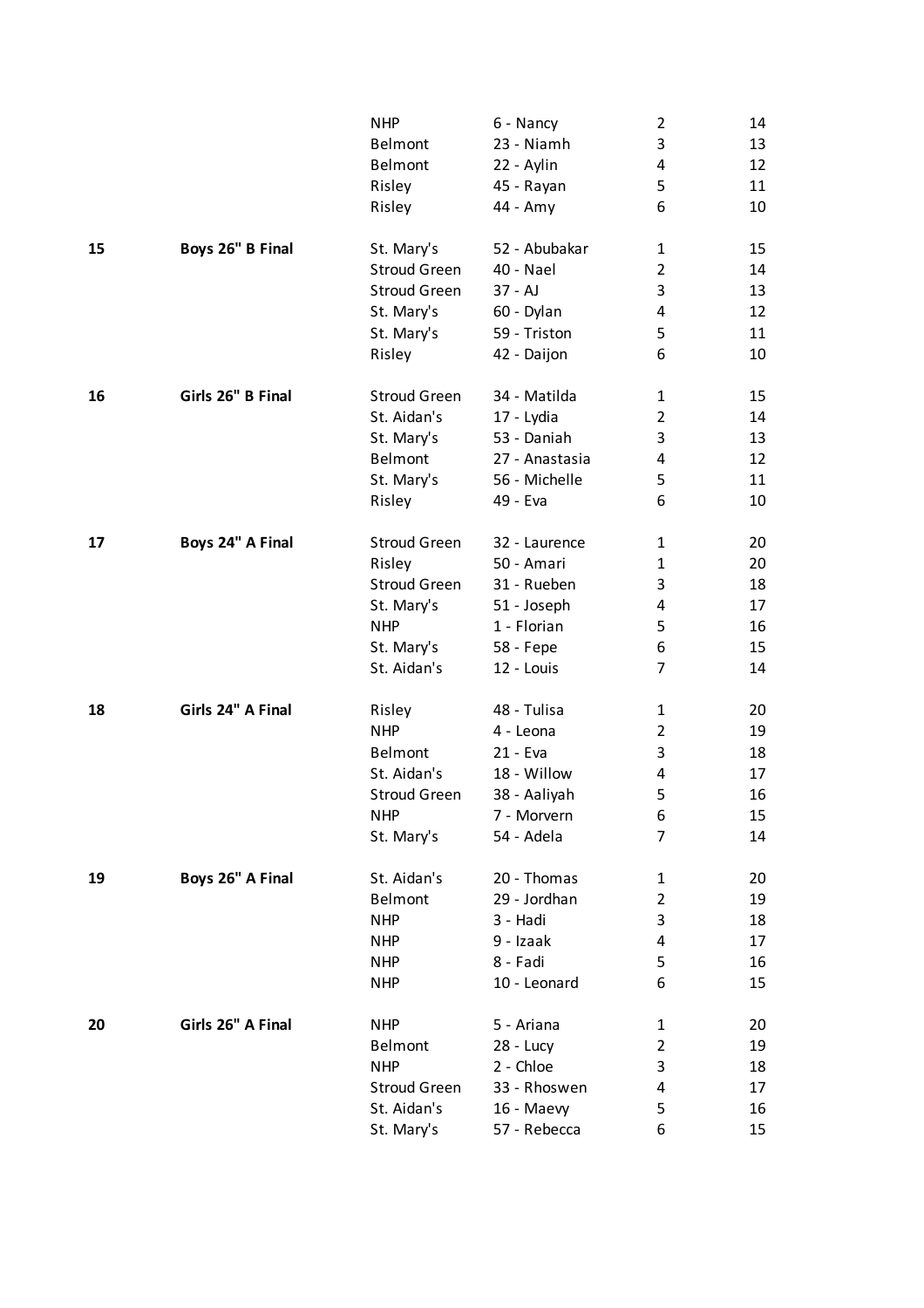| | | | | | |
|---|---|---|---|---|---|
| | | NHP | 6 - Nancy | 2 | 14 |
| | | Belmont | 23 - Niamh | 3 | 13 |
| | | Belmont | 22 - Aylin | 4 | 12 |
| | | Risley | 45 - Rayan | 5 | 11 |
| | | Risley | 44 - Amy | 6 | 10 |
| | | | | | |
| **15** | **Boys 26" B Final** | St. Mary's | 52 - Abubakar | 1 | 15 |
| | | Stroud Green | 40 - Nael | 2 | 14 |
| | | Stroud Green | 37 - AJ | 3 | 13 |
| | | St. Mary's | 60 - Dylan | 4 | 12 |
| | | St. Mary's | 59 - Triston | 5 | 11 |
| | | Risley | 42 - Daijon | 6 | 10 |
| | | | | | |
| **16** | **Girls 26" B Final** | Stroud Green | 34 - Matilda | 1 | 15 |
| | | St. Aidan's | 17 - Lydia | 2 | 14 |
| | | St. Mary's | 53 - Daniah | 3 | 13 |
| | | Belmont | 27 - Anastasia | 4 | 12 |
| | | St. Mary's | 56 - Michelle | 5 | 11 |
| | | Risley | 49 - Eva | 6 | 10 |
| | | | | | |
| **17** | **Boys 24" A Final** | Stroud Green | 32 - Laurence | 1 | 20 |
| | | Risley | 50 - Amari | 1 | 20 |
| | | Stroud Green | 31 - Rueben | 3 | 18 |
| | | St. Mary's | 51 - Joseph | 4 | 17 |
| | | NHP | 1 - Florian | 5 | 16 |
| | | St. Mary's | 58 - Fepe | 6 | 15 |
| | | St. Aidan's | 12 - Louis | 7 | 14 |
| | | | | | |
| **18** | **Girls 24" A Final** | Risley | 48 - Tulisa | 1 | 20 |
| | | NHP | 4 - Leona | 2 | 19 |
| | | Belmont | 21 - Eva | 3 | 18 |
| | | St. Aidan's | 18 - Willow | 4 | 17 |
| | | Stroud Green | 38 - Aaliyah | 5 | 16 |
| | | NHP | 7 - Morvern | 6 | 15 |
| | | St. Mary's | 54 - Adela | 7 | 14 |
| | | | | | |
| **19** | **Boys 26" A Final** | St. Aidan's | 20 - Thomas | 1 | 20 |
| | | Belmont | 29 - Jordhan | 2 | 19 |
| | | NHP | 3 - Hadi | 3 | 18 |
| | | NHP | 9 - Izaak | 4 | 17 |
| | | NHP | 8 - Fadi | 5 | 16 |
| | | NHP | 10 - Leonard | 6 | 15 |
| | | | | | |
| **20** | **Girls 26" A Final** | NHP | 5 - Ariana | 1 | 20 |
| | | Belmont | 28 - Lucy | 2 | 19 |
| | | NHP | 2 - Chloe | 3 | 18 |
| | | Stroud Green | 33 - Rhoswen | 4 | 17 |
| | | St. Aidan's | 16 - Maevy | 5 | 16 |
| | | St. Mary's | 57 - Rebecca | 6 | 15 |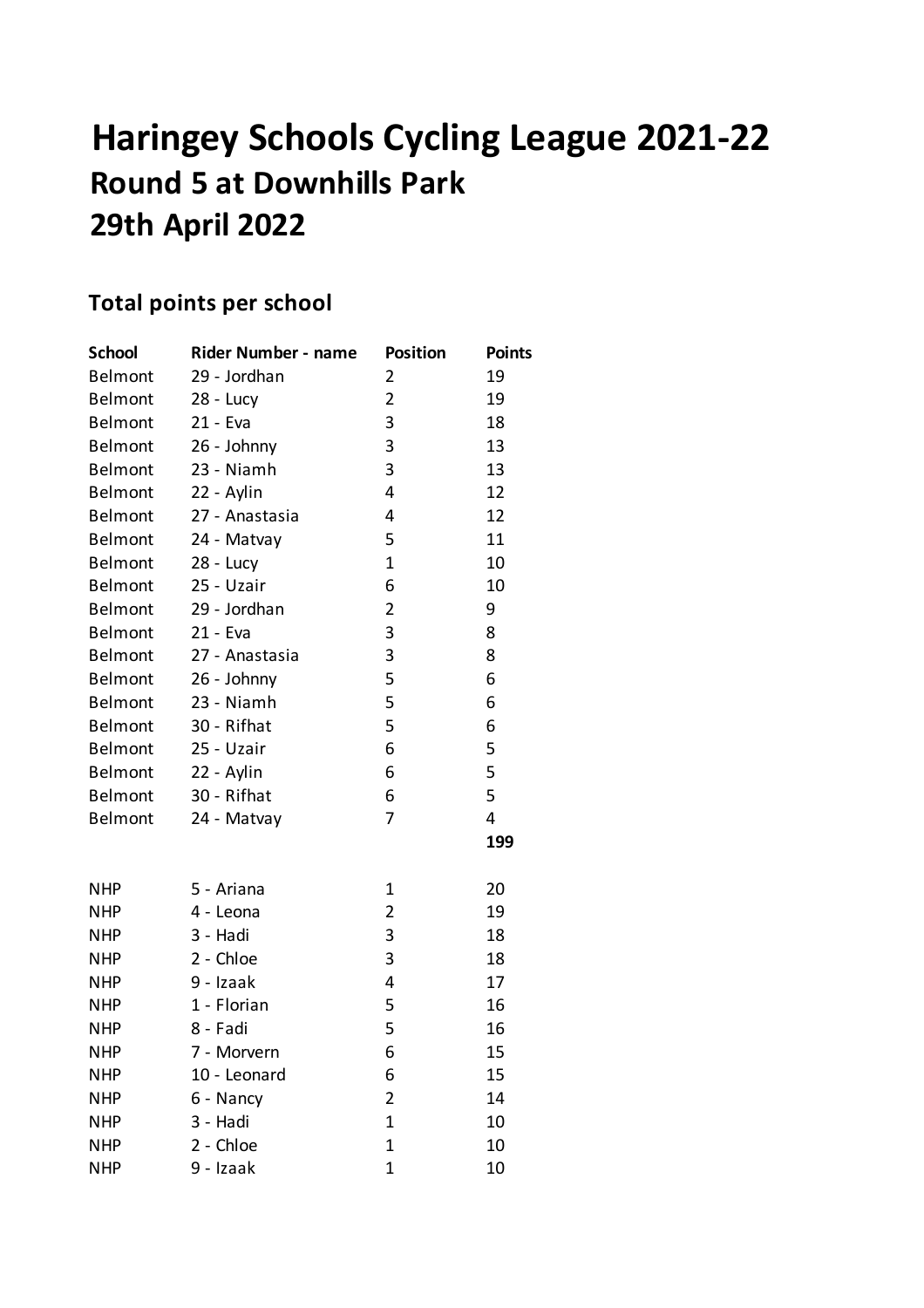# Haringey Schools Cycling League 2021-22

## Round 5 at Downhills Park

## 29th April 2022

### Total points per school

| School | Rider Number - name | Position | Points |
|---|---|---|---|
| Belmont | 29 - Jordhan | 2 | 19 |
| Belmont | 28 - Lucy | 2 | 19 |
| Belmont | 21 - Eva | 3 | 18 |
| Belmont | 26 - Johnny | 3 | 13 |
| Belmont | 23 - Niamh | 3 | 13 |
| Belmont | 22 - Aylin | 4 | 12 |
| Belmont | 27 - Anastasia | 4 | 12 |
| Belmont | 24 - Matvay | 5 | 11 |
| Belmont | 28 - Lucy | 1 | 10 |
| Belmont | 25 - Uzair | 6 | 10 |
| Belmont | 29 - Jordhan | 2 | 9 |
| Belmont | 21 - Eva | 3 | 8 |
| Belmont | 27 - Anastasia | 3 | 8 |
| Belmont | 26 - Johnny | 5 | 6 |
| Belmont | 23 - Niamh | 5 | 6 |
| Belmont | 30 - Rifhat | 5 | 6 |
| Belmont | 25 - Uzair | 6 | 5 |
| Belmont | 22 - Aylin | 6 | 5 |
| Belmont | 30 - Rifhat | 6 | 5 |
| Belmont | 24 - Matvay | 7 | 4 |
| | | | **199** |
| | | | |
| NHP | 5 - Ariana | 1 | 20 |
| NHP | 4 - Leona | 2 | 19 |
| NHP | 3 - Hadi | 3 | 18 |
| NHP | 2 - Chloe | 3 | 18 |
| NHP | 9 - Izaak | 4 | 17 |
| NHP | 1 - Florian | 5 | 16 |
| NHP | 8 - Fadi | 5 | 16 |
| NHP | 7 - Morvern | 6 | 15 |
| NHP | 10 - Leonard | 6 | 15 |
| NHP | 6 - Nancy | 2 | 14 |
| NHP | 3 - Hadi | 1 | 10 |
| NHP | 2 - Chloe | 1 | 10 |
| NHP | 9 - Izaak | 1 | 10 |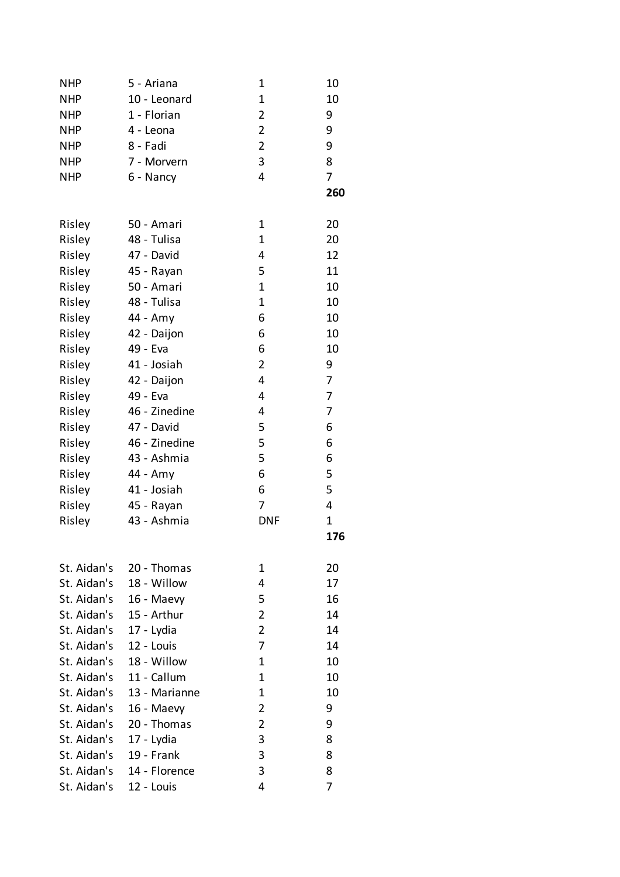| | | | |
|---|---|---|---|
| NHP | 5 - Ariana | 1 | 10 |
| NHP | 10 - Leonard | 1 | 10 |
| NHP | 1 - Florian | 2 | 9 |
| NHP | 4 - Leona | 2 | 9 |
| NHP | 8 - Fadi | 2 | 9 |
| NHP | 7 - Morvern | 3 | 8 |
| NHP | 6 - Nancy | 4 | 7 |
| | | | **260** |
| | | | |
| Risley | 50 - Amari | 1 | 20 |
| Risley | 48 - Tulisa | 1 | 20 |
| Risley | 47 - David | 4 | 12 |
| Risley | 45 - Rayan | 5 | 11 |
| Risley | 50 - Amari | 1 | 10 |
| Risley | 48 - Tulisa | 1 | 10 |
| Risley | 44 - Amy | 6 | 10 |
| Risley | 42 - Daijon | 6 | 10 |
| Risley | 49 - Eva | 6 | 10 |
| Risley | 41 - Josiah | 2 | 9 |
| Risley | 42 - Daijon | 4 | 7 |
| Risley | 49 - Eva | 4 | 7 |
| Risley | 46 - Zinedine | 4 | 7 |
| Risley | 47 - David | 5 | 6 |
| Risley | 46 - Zinedine | 5 | 6 |
| Risley | 43 - Ashmia | 5 | 6 |
| Risley | 44 - Amy | 6 | 5 |
| Risley | 41 - Josiah | 6 | 5 |
| Risley | 45 - Rayan | 7 | 4 |
| Risley | 43 - Ashmia | DNF | 1 |
| | | | **176** |
| | | | |
| St. Aidan's | 20 - Thomas | 1 | 20 |
| St. Aidan's | 18 - Willow | 4 | 17 |
| St. Aidan's | 16 - Maevy | 5 | 16 |
| St. Aidan's | 15 - Arthur | 2 | 14 |
| St. Aidan's | 17 - Lydia | 2 | 14 |
| St. Aidan's | 12 - Louis | 7 | 14 |
| St. Aidan's | 18 - Willow | 1 | 10 |
| St. Aidan's | 11 - Callum | 1 | 10 |
| St. Aidan's | 13 - Marianne | 1 | 10 |
| St. Aidan's | 16 - Maevy | 2 | 9 |
| St. Aidan's | 20 - Thomas | 2 | 9 |
| St. Aidan's | 17 - Lydia | 3 | 8 |
| St. Aidan's | 19 - Frank | 3 | 8 |
| St. Aidan's | 14 - Florence | 3 | 8 |
| St. Aidan's | 12 - Louis | 4 | 7 |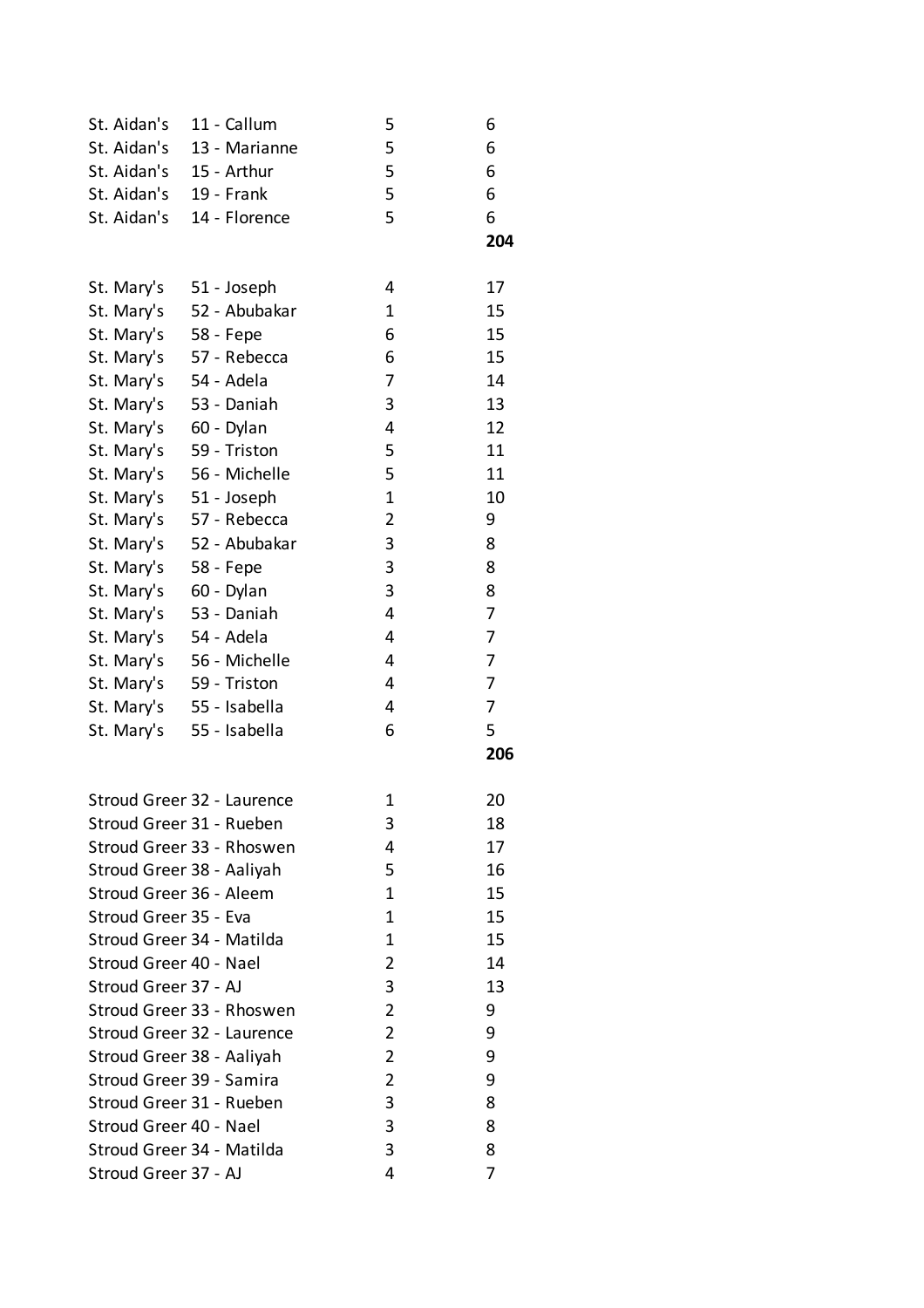| | | | |
|---|---|---|---|
| St. Aidan's | 11 - Callum | 5 | 6 |
| St. Aidan's | 13 - Marianne | 5 | 6 |
| St. Aidan's | 15 - Arthur | 5 | 6 |
| St. Aidan's | 19 - Frank | 5 | 6 |
| St. Aidan's | 14 - Florence | 5 | 6 |
| | | | **204** |

| | | | |
|---|---|---|---|
| St. Mary's | 51 - Joseph | 4 | 17 |
| St. Mary's | 52 - Abubakar | 1 | 15 |
| St. Mary's | 58 - Fepe | 6 | 15 |
| St. Mary's | 57 - Rebecca | 6 | 15 |
| St. Mary's | 54 - Adela | 7 | 14 |
| St. Mary's | 53 - Daniah | 3 | 13 |
| St. Mary's | 60 - Dylan | 4 | 12 |
| St. Mary's | 59 - Triston | 5 | 11 |
| St. Mary's | 56 - Michelle | 5 | 11 |
| St. Mary's | 51 - Joseph | 1 | 10 |
| St. Mary's | 57 - Rebecca | 2 | 9 |
| St. Mary's | 52 - Abubakar | 3 | 8 |
| St. Mary's | 58 - Fepe | 3 | 8 |
| St. Mary's | 60 - Dylan | 3 | 8 |
| St. Mary's | 53 - Daniah | 4 | 7 |
| St. Mary's | 54 - Adela | 4 | 7 |
| St. Mary's | 56 - Michelle | 4 | 7 |
| St. Mary's | 59 - Triston | 4 | 7 |
| St. Mary's | 55 - Isabella | 4 | 7 |
| St. Mary's | 55 - Isabella | 6 | 5 |
| | | | **206** |

| | | | |
|---|---|---|---|
| Stroud Greer | 32 - Laurence | 1 | 20 |
| Stroud Greer | 31 - Rueben | 3 | 18 |
| Stroud Greer | 33 - Rhoswen | 4 | 17 |
| Stroud Greer | 38 - Aaliyah | 5 | 16 |
| Stroud Greer | 36 - Aleem | 1 | 15 |
| Stroud Greer | 35 - Eva | 1 | 15 |
| Stroud Greer | 34 - Matilda | 1 | 15 |
| Stroud Greer | 40 - Nael | 2 | 14 |
| Stroud Greer | 37 - AJ | 3 | 13 |
| Stroud Greer | 33 - Rhoswen | 2 | 9 |
| Stroud Greer | 32 - Laurence | 2 | 9 |
| Stroud Greer | 38 - Aaliyah | 2 | 9 |
| Stroud Greer | 39 - Samira | 2 | 9 |
| Stroud Greer | 31 - Rueben | 3 | 8 |
| Stroud Greer | 40 - Nael | 3 | 8 |
| Stroud Greer | 34 - Matilda | 3 | 8 |
| Stroud Greer | 37 - AJ | 4 | 7 |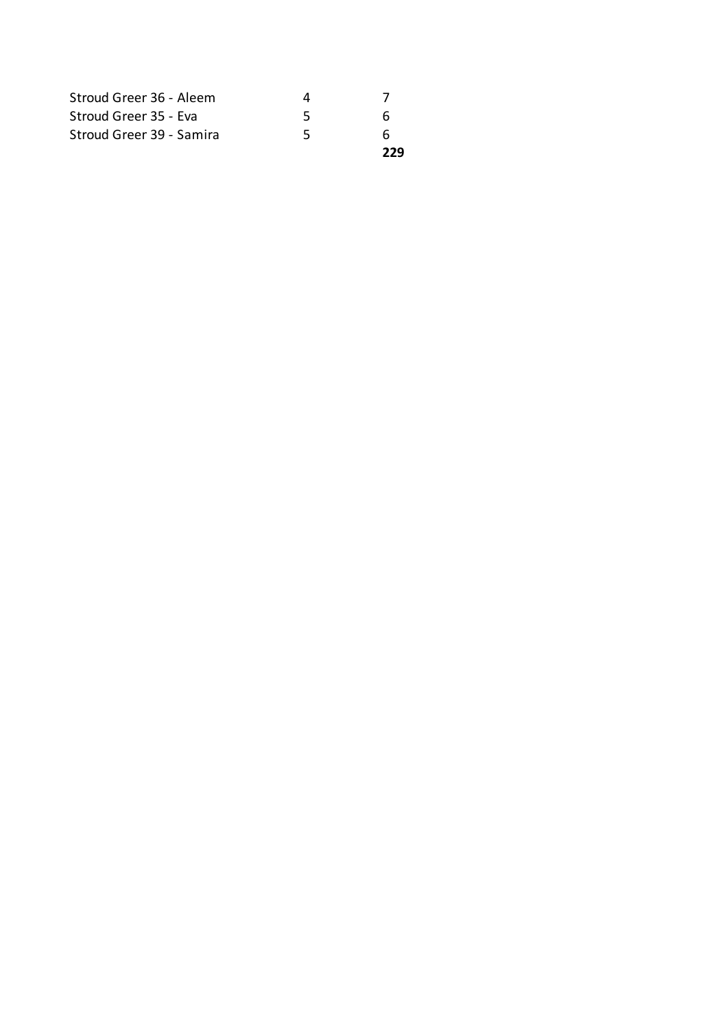| | | |
|---|---|---|
| Stroud Greer 36 - Aleem | 4 | 7 |
| Stroud Greer 35 - Eva | 5 | 6 |
| Stroud Greer 39 - Samira | 5 | 6 |
| | | **229** |